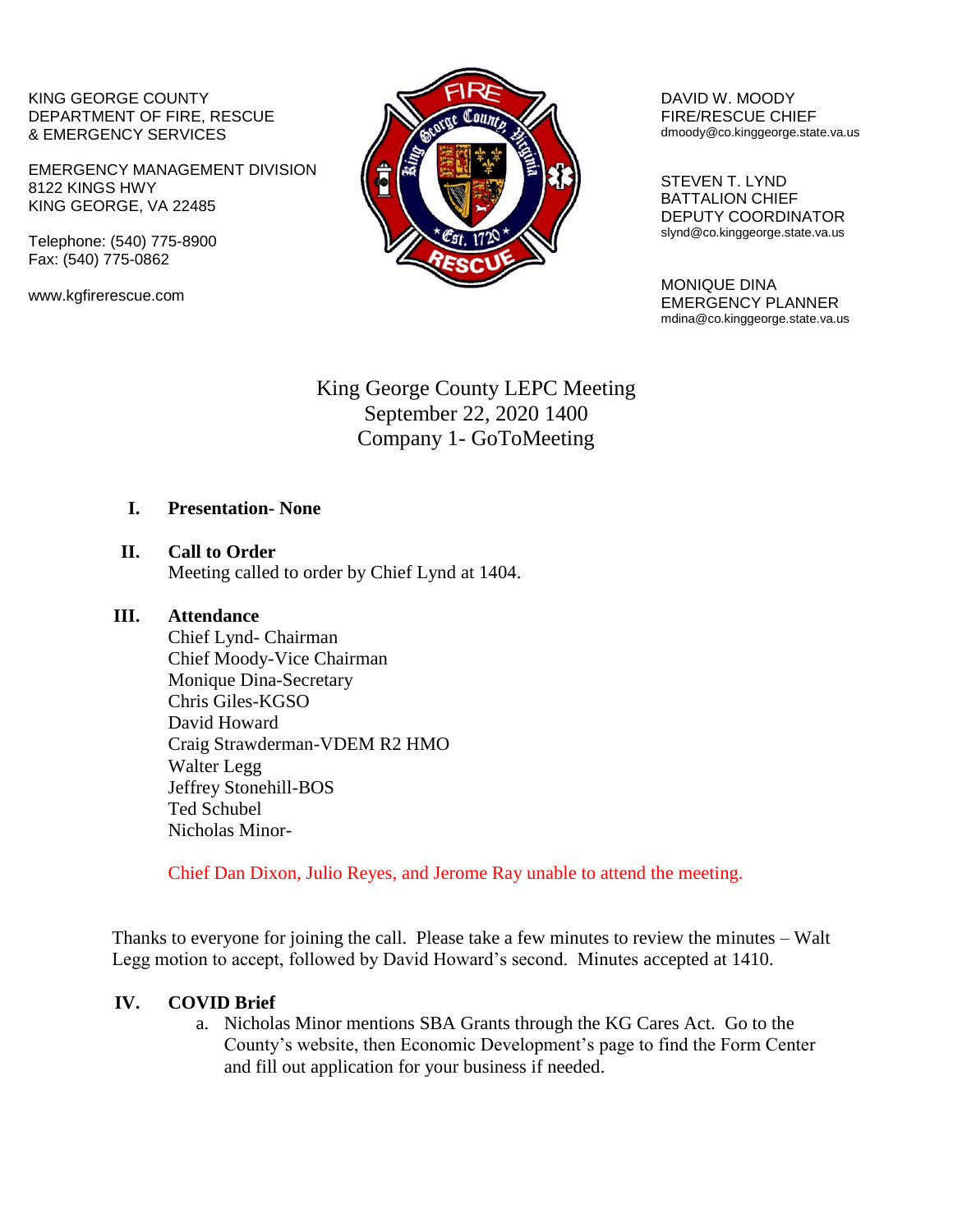KING GEORGE COUNTY
DEPARTMENT OF FIRE, RESCUE
& EMERGENCY SERVICES

EMERGENCY MANAGEMENT DIVISION
8122 KINGS HWY
KING GEORGE, VA 22485

Telephone: (540) 775-8900
Fax: (540) 775-0862

www.kgfirerescue.com

DAVID W. MOODY
FIRE/RESCUE CHIEF
dmoody@co.kinggeorge.state.va.us

STEVEN T. LYND
BATTALION CHIEF
DEPUTY COORDINATOR
slynd@co.kinggeorge.state.va.us

MONIQUE DINA
EMERGENCY PLANNER
mdina@co.kinggeorge.state.va.us

# King George County LEPC Meeting
## September 22, 2020 1400
## Company 1- GoToMeeting

**I. Presentation- None**

**II. Call to Order**

Meeting called to order by Chief Lynd at 1404.

**III. Attendance**

Chief Lynd- Chairman
Chief Moody-Vice Chairman
Monique Dina-Secretary
Chris Giles-KGSO
David Howard
Craig Strawderman-VDEM R2 HMO
Walter Legg
Jeffrey Stonehill-BOS
Ted Schubel
Nicholas Minor-

Chief Dan Dixon, Julio Reyes, and Jerome Ray unable to attend the meeting.

Thanks to everyone for joining the call. Please take a few minutes to review the minutes – Walt Legg motion to accept, followed by David Howard's second. Minutes accepted at 1410.

**IV. COVID Brief**

a. Nicholas Minor mentions SBA Grants through the KG Cares Act. Go to the County's website, then Economic Development's page to find the Form Center and fill out application for your business if needed.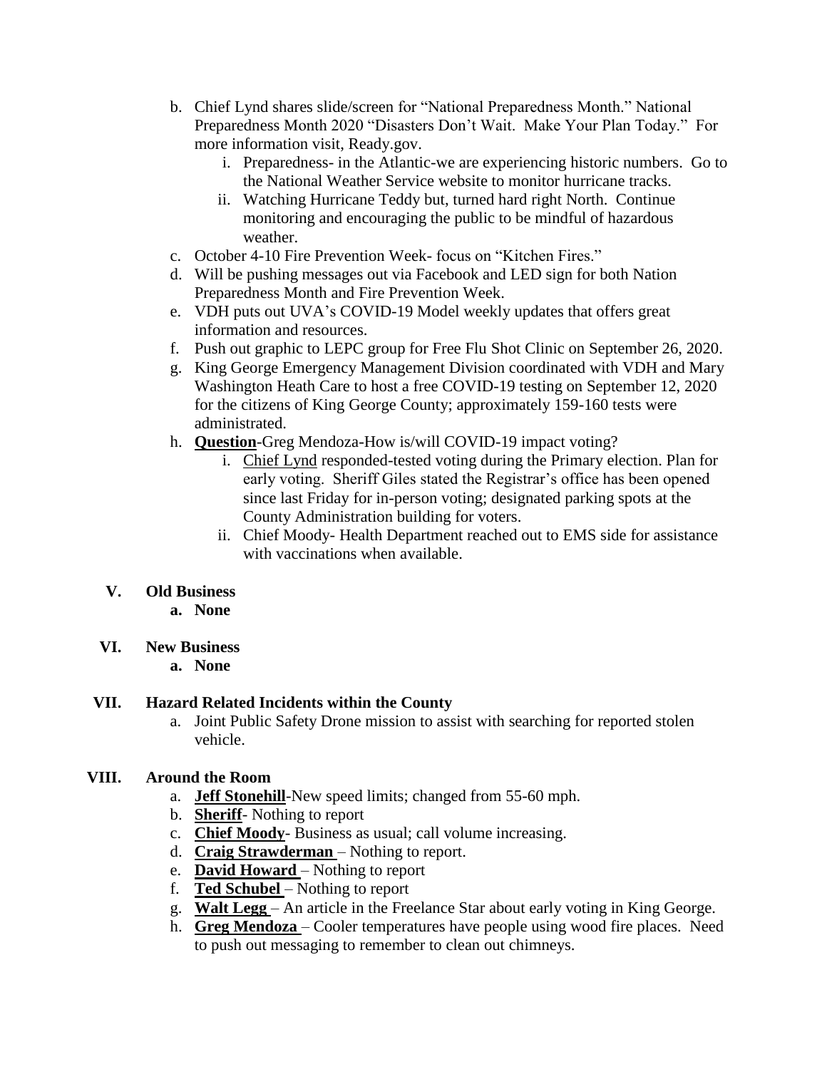b. Chief Lynd shares slide/screen for "National Preparedness Month." National Preparedness Month 2020 "Disasters Don't Wait. Make Your Plan Today." For more information visit, Ready.gov.
   i. Preparedness- in the Atlantic-we are experiencing historic numbers. Go to the National Weather Service website to monitor hurricane tracks.
   ii. Watching Hurricane Teddy but, turned hard right North. Continue monitoring and encouraging the public to be mindful of hazardous weather.

c. October 4-10 Fire Prevention Week- focus on "Kitchen Fires."

d. Will be pushing messages out via Facebook and LED sign for both Nation Preparedness Month and Fire Prevention Week.

e. VDH puts out UVA's COVID-19 Model weekly updates that offers great information and resources.

f. Push out graphic to LEPC group for Free Flu Shot Clinic on September 26, 2020.

g. King George Emergency Management Division coordinated with VDH and Mary Washington Heath Care to host a free COVID-19 testing on September 12, 2020 for the citizens of King George County; approximately 159-160 tests were administrated.

h. **Question**-Greg Mendoza-How is/will COVID-19 impact voting?
   i. Chief Lynd responded-tested voting during the Primary election. Plan for early voting. Sheriff Giles stated the Registrar's office has been opened since last Friday for in-person voting; designated parking spots at the County Administration building for voters.
   ii. Chief Moody- Health Department reached out to EMS side for assistance with vaccinations when available.

## V. Old Business

**a. None**

## VI. New Business

**a. None**

## VII. Hazard Related Incidents within the County

a. Joint Public Safety Drone mission to assist with searching for reported stolen vehicle.

## VIII. Around the Room

a. **Jeff Stonehill**-New speed limits; changed from 55-60 mph.
b. **Sheriff**- Nothing to report
c. **Chief Moody**- Business as usual; call volume increasing.
d. **Craig Strawderman** – Nothing to report.
e. **David Howard** – Nothing to report
f. **Ted Schubel** – Nothing to report
g. **Walt Legg** – An article in the Freelance Star about early voting in King George.
h. **Greg Mendoza** – Cooler temperatures have people using wood fire places. Need to push out messaging to remember to clean out chimneys.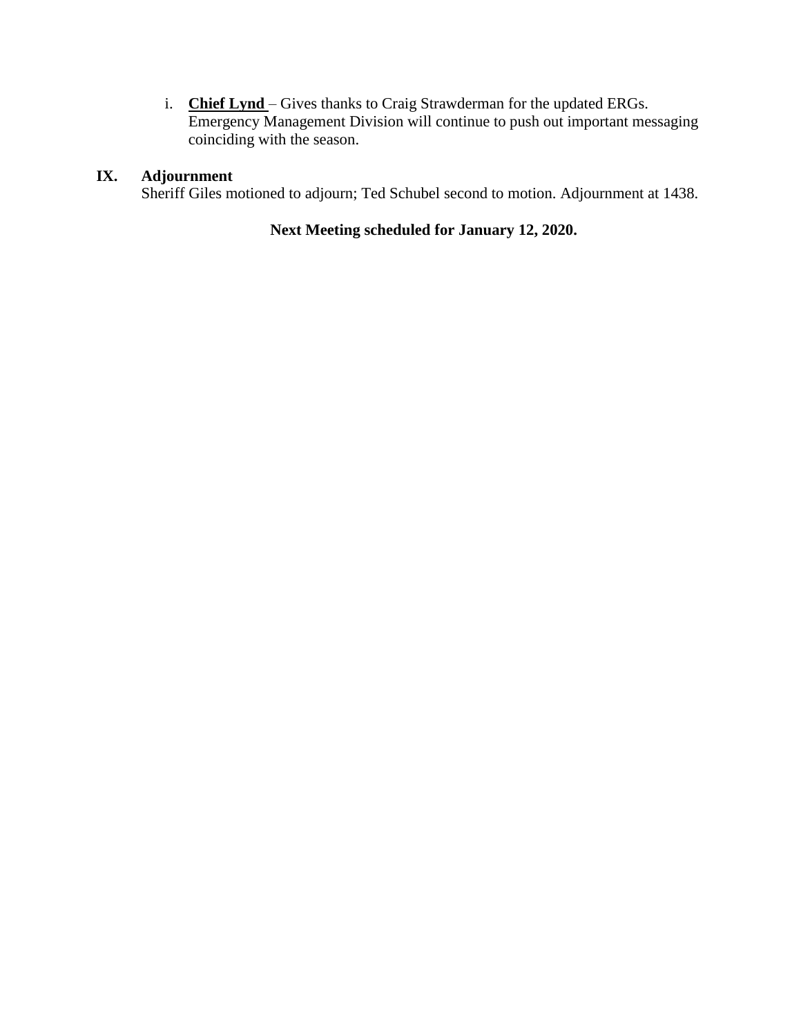i. **Chief Lynd** – Gives thanks to Craig Strawderman for the updated ERGs. Emergency Management Division will continue to push out important messaging coinciding with the season.

## IX. Adjournment

Sheriff Giles motioned to adjourn; Ted Schubel second to motion. Adjournment at 1438.

**Next Meeting scheduled for January 12, 2020.**